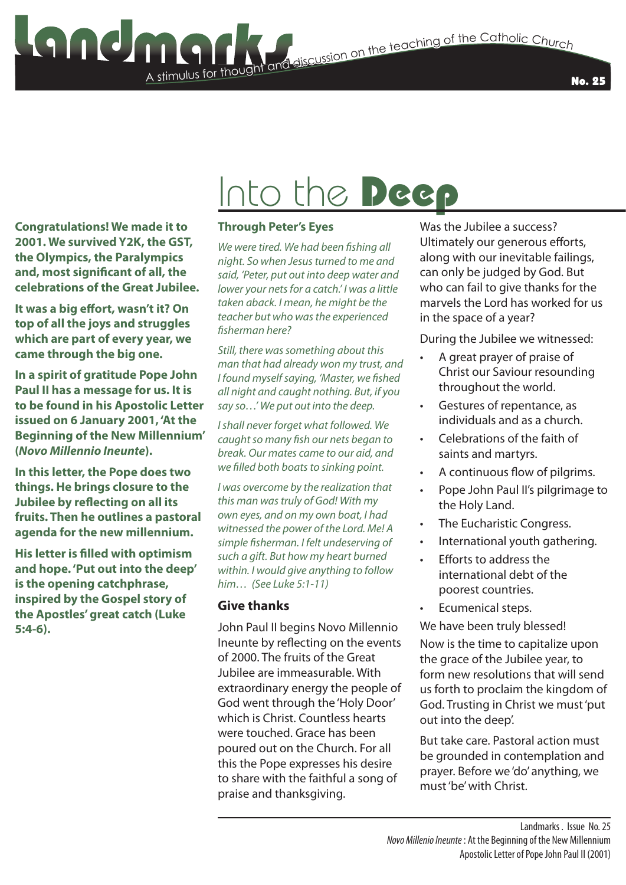# Landmarks

A stimulus for thought and discussion on the teaching of the Catholic Church

No. 25

# Into the Deep

**Congratulations! We made it to 2001. We survived Y2K, the GST, the Olympics, the Paralympics and, most significant of all, the celebrations of the Great Jubilee.**

**It was a big effort, wasn't it? On top of all the joys and struggles which are part of every year, we came through the big one.**

**In a spirit of gratitude Pope John Paul II has a message for us. It is to be found in his Apostolic Letter issued on 6 January 2001, 'At the Beginning of the New Millennium' (*Novo Millennio Ineunte*).**

**In this letter, the Pope does two things. He brings closure to the Jubilee by reflecting on all its fruits. Then he outlines a pastoral agenda for the new millennium.**

**His letter is filled with optimism and hope. 'Put out into the deep' is the opening catchphrase, inspired by the Gospel story of the Apostles' great catch (Luke 5:4-6).**

### Through Peter's Eyes

*We were tired. We had been fishing all night. So when Jesus turned to me and said, 'Peter, put out into deep water and lower your nets for a catch.' I was a little taken aback. I mean, he might be the teacher but who was the experienced fisherman here?*

*Still, there was something about this man that had already won my trust, and I found myself saying, 'Master, we fished all night and caught nothing. But, if you say so…' We put out into the deep.*

*I shall never forget what followed. We caught so many fish our nets began to break. Our mates came to our aid, and we filled both boats to sinking point.*

*I was overcome by the realization that this man was truly of God! With my own eyes, and on my own boat, I had witnessed the power of the Lord. Me! A simple fisherman. I felt undeserving of such a gift. But how my heart burned within. I would give anything to follow him… (See Luke 5:1-11)*

### Give thanks

John Paul II begins Novo Millennio Ineunte by reflecting on the events of 2000. The fruits of the Great Jubilee are immeasurable. With extraordinary energy the people of God went through the 'Holy Door' which is Christ. Countless hearts were touched. Grace has been poured out on the Church. For all this the Pope expresses his desire to share with the faithful a song of praise and thanksgiving.

Was the Jubilee a success? Ultimately our generous efforts, along with our inevitable failings, can only be judged by God. But who can fail to give thanks for the marvels the Lord has worked for us in the space of a year?

During the Jubilee we witnessed:

- A great prayer of praise of Christ our Saviour resounding throughout the world.
- Gestures of repentance, as individuals and as a church.
- Celebrations of the faith of saints and martyrs.
- A continuous flow of pilgrims.
- Pope John Paul II's pilgrimage to the Holy Land.
- The Eucharistic Congress.
- International youth gathering.
- Efforts to address the international debt of the poorest countries.
- Ecumenical steps.

We have been truly blessed!

Now is the time to capitalize upon the grace of the Jubilee year, to form new resolutions that will send us forth to proclaim the kingdom of God. Trusting in Christ we must 'put out into the deep'.

But take care. Pastoral action must be grounded in contemplation and prayer. Before we 'do' anything, we must 'be' with Christ.

Landmarks . Issue No. 25
*Novo Millenio Ineunte* : At the Beginning of the New Millennium
Apostolic Letter of Pope John Paul II (2001)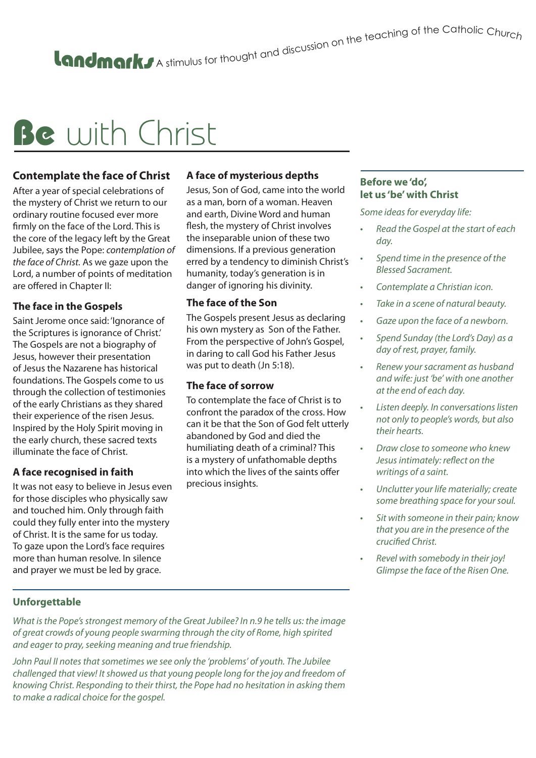# Be with Christ

## Contemplate the face of Christ

After a year of special celebrations of the mystery of Christ we return to our ordinary routine focused ever more firmly on the face of the Lord. This is the core of the legacy left by the Great Jubilee, says the Pope: *contemplation of the face of Christ.* As we gaze upon the Lord, a number of points of meditation are offered in Chapter II:

### The face in the Gospels

Saint Jerome once said: 'Ignorance of the Scriptures is ignorance of Christ.' The Gospels are not a biography of Jesus, however their presentation of Jesus the Nazarene has historical foundations. The Gospels come to us through the collection of testimonies of the early Christians as they shared their experience of the risen Jesus. Inspired by the Holy Spirit moving in the early church, these sacred texts illuminate the face of Christ.

### A face recognised in faith

It was not easy to believe in Jesus even for those disciples who physically saw and touched him. Only through faith could they fully enter into the mystery of Christ. It is the same for us today. To gaze upon the Lord's face requires more than human resolve. In silence and prayer we must be led by grace.

### A face of mysterious depths

Jesus, Son of God, came into the world as a man, born of a woman. Heaven and earth, Divine Word and human flesh, the mystery of Christ involves the inseparable union of these two dimensions. If a previous generation erred by a tendency to diminish Christ's humanity, today's generation is in danger of ignoring his divinity.

### The face of the Son

The Gospels present Jesus as declaring his own mystery as Son of the Father. From the perspective of John's Gospel, in daring to call God his Father Jesus was put to death (Jn 5:18).

### The face of sorrow

To contemplate the face of Christ is to confront the paradox of the cross. How can it be that the Son of God felt utterly abandoned by God and died the humiliating death of a criminal? This is a mystery of unfathomable depths into which the lives of the saints offer precious insights.

## Before we 'do', let us 'be' with Christ

*Some ideas for everyday life:*

- *Read the Gospel at the start of each day.*
- *Spend time in the presence of the Blessed Sacrament.*
- *Contemplate a Christian icon.*
- *Take in a scene of natural beauty.*
- *Gaze upon the face of a newborn.*
- *Spend Sunday (the Lord's Day) as a day of rest, prayer, family.*
- *Renew your sacrament as husband and wife: just 'be' with one another at the end of each day.*
- *Listen deeply. In conversations listen not only to people's words, but also their hearts.*
- *Draw close to someone who knew Jesus intimately: reflect on the writings of a saint.*
- *Unclutter your life materially; create some breathing space for your soul.*
- *Sit with someone in their pain; know that you are in the presence of the crucified Christ.*
- *Revel with somebody in their joy! Glimpse the face of the Risen One.*

## Unforgettable

*What is the Pope's strongest memory of the Great Jubilee? In n.9 he tells us: the image of great crowds of young people swarming through the city of Rome, high spirited and eager to pray, seeking meaning and true friendship.*

*John Paul II notes that sometimes we see only the 'problems' of youth. The Jubilee challenged that view! It showed us that young people long for the joy and freedom of knowing Christ. Responding to their thirst, the Pope had no hesitation in asking them to make a radical choice for the gospel.*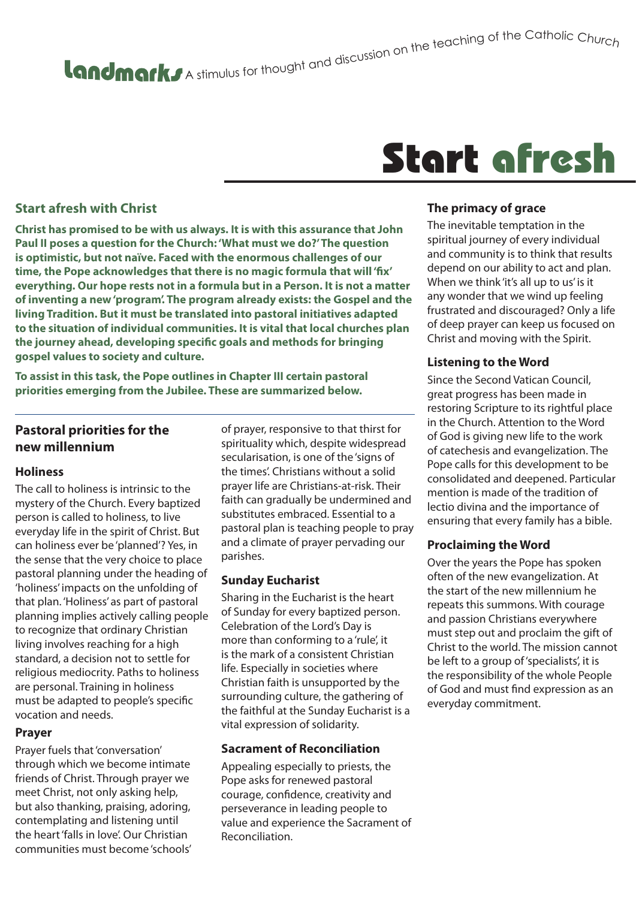**Landmarks** A stimulus for thought and discussion on the teaching of the Catholic Church

# Start afresh

## Start afresh with Christ

**Christ has promised to be with us always. It is with this assurance that John Paul II poses a question for the Church: 'What must we do?' The question is optimistic, but not naïve. Faced with the enormous challenges of our time, the Pope acknowledges that there is no magic formula that will 'fix' everything. Our hope rests not in a formula but in a Person. It is not a matter of inventing a new 'program'. The program already exists: the Gospel and the living Tradition. But it must be translated into pastoral initiatives adapted to the situation of individual communities. It is vital that local churches plan the journey ahead, developing specific goals and methods for bringing gospel values to society and culture.**

**To assist in this task, the Pope outlines in Chapter III certain pastoral priorities emerging from the Jubilee. These are summarized below.**

## Pastoral priorities for the new millennium

### Holiness

The call to holiness is intrinsic to the mystery of the Church. Every baptized person is called to holiness, to live everyday life in the spirit of Christ. But can holiness ever be 'planned'? Yes, in the sense that the very choice to place pastoral planning under the heading of 'holiness' impacts on the unfolding of that plan. 'Holiness' as part of pastoral planning implies actively calling people to recognize that ordinary Christian living involves reaching for a high standard, a decision not to settle for religious mediocrity. Paths to holiness are personal. Training in holiness must be adapted to people's specific vocation and needs.

### Prayer

Prayer fuels that 'conversation' through which we become intimate friends of Christ. Through prayer we meet Christ, not only asking help, but also thanking, praising, adoring, contemplating and listening until the heart 'falls in love'. Our Christian communities must become 'schools' of prayer, responsive to that thirst for spirituality which, despite widespread secularisation, is one of the 'signs of the times'. Christians without a solid prayer life are Christians-at-risk. Their faith can gradually be undermined and substitutes embraced. Essential to a pastoral plan is teaching people to pray and a climate of prayer pervading our parishes.

### Sunday Eucharist

Sharing in the Eucharist is the heart of Sunday for every baptized person. Celebration of the Lord's Day is more than conforming to a 'rule', it is the mark of a consistent Christian life. Especially in societies where Christian faith is unsupported by the surrounding culture, the gathering of the faithful at the Sunday Eucharist is a vital expression of solidarity.

### Sacrament of Reconciliation

Appealing especially to priests, the Pope asks for renewed pastoral courage, confidence, creativity and perseverance in leading people to value and experience the Sacrament of Reconciliation.

### The primacy of grace

The inevitable temptation in the spiritual journey of every individual and community is to think that results depend on our ability to act and plan. When we think 'it's all up to us' is it any wonder that we wind up feeling frustrated and discouraged? Only a life of deep prayer can keep us focused on Christ and moving with the Spirit.

### Listening to the Word

Since the Second Vatican Council, great progress has been made in restoring Scripture to its rightful place in the Church. Attention to the Word of God is giving new life to the work of catechesis and evangelization. The Pope calls for this development to be consolidated and deepened. Particular mention is made of the tradition of lectio divina and the importance of ensuring that every family has a bible.

### Proclaiming the Word

Over the years the Pope has spoken often of the new evangelization. At the start of the new millennium he repeats this summons. With courage and passion Christians everywhere must step out and proclaim the gift of Christ to the world. The mission cannot be left to a group of 'specialists', it is the responsibility of the whole People of God and must find expression as an everyday commitment.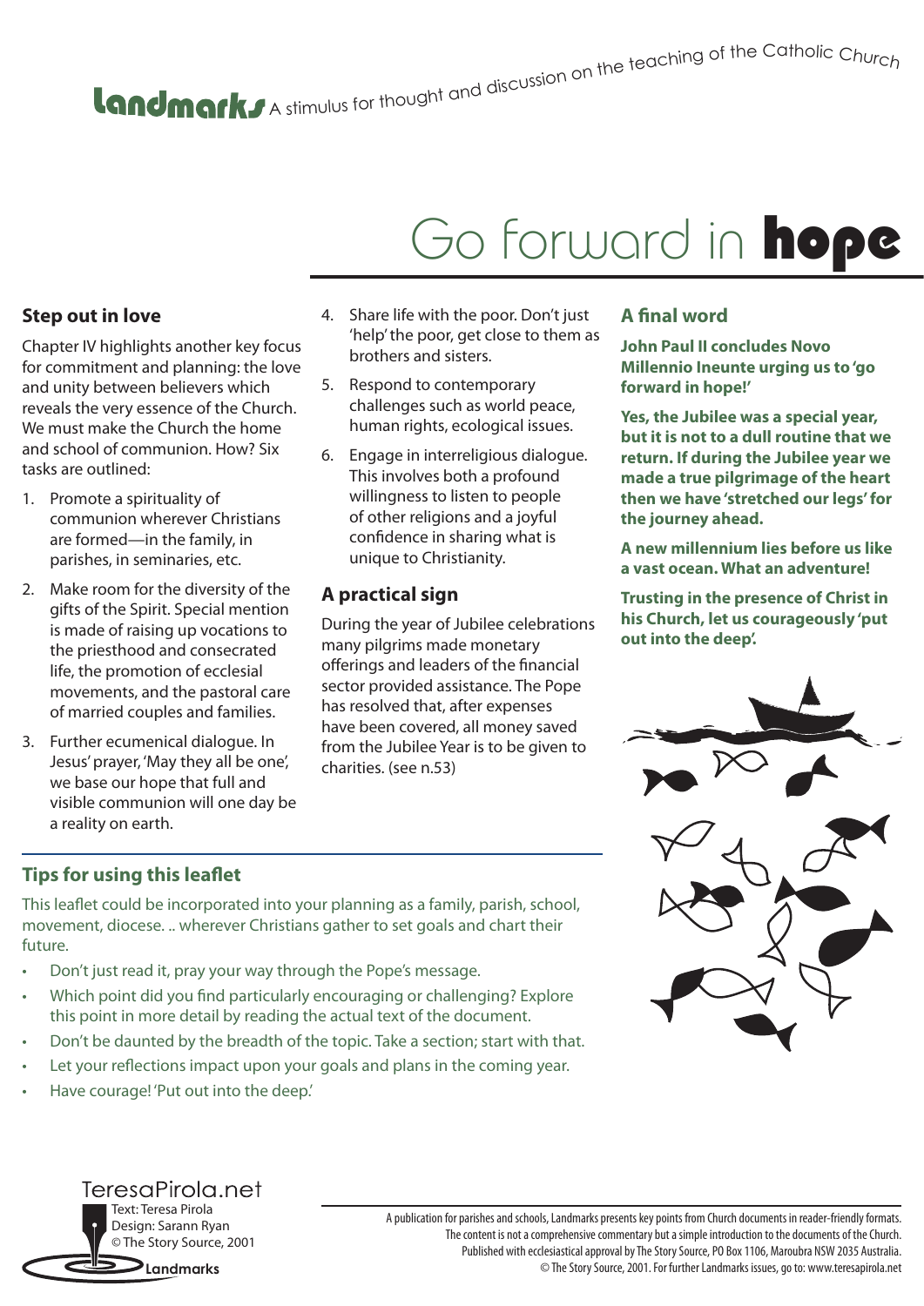# Go forward in **hope**

## Step out in love

Chapter IV highlights another key focus for commitment and planning: the love and unity between believers which reveals the very essence of the Church. We must make the Church the home and school of communion. How? Six tasks are outlined:

1. Promote a spirituality of communion wherever Christians are formed—in the family, in parishes, in seminaries, etc.
2. Make room for the diversity of the gifts of the Spirit. Special mention is made of raising up vocations to the priesthood and consecrated life, the promotion of ecclesial movements, and the pastoral care of married couples and families.
3. Further ecumenical dialogue. In Jesus' prayer, 'May they all be one', we base our hope that full and visible communion will one day be a reality on earth.
4. Share life with the poor. Don't just 'help' the poor, get close to them as brothers and sisters.
5. Respond to contemporary challenges such as world peace, human rights, ecological issues.
6. Engage in interreligious dialogue. This involves both a profound willingness to listen to people of other religions and a joyful confidence in sharing what is unique to Christianity.

## A practical sign

During the year of Jubilee celebrations many pilgrims made monetary offerings and leaders of the financial sector provided assistance. The Pope has resolved that, after expenses have been covered, all money saved from the Jubilee Year is to be given to charities. (see n.53)

## A final word

**John Paul II concludes Novo Millennio Ineunte urging us to 'go forward in hope!'**

**Yes, the Jubilee was a special year, but it is not to a dull routine that we return. If during the Jubilee year we made a true pilgrimage of the heart then we have 'stretched our legs' for the journey ahead.**

**A new millennium lies before us like a vast ocean. What an adventure!**

**Trusting in the presence of Christ in his Church, let us courageously 'put out into the deep'.**

## Tips for using this leaflet

This leaflet could be incorporated into your planning as a family, parish, school, movement, diocese. .. wherever Christians gather to set goals and chart their future.

- Don't just read it, pray your way through the Pope's message.
- Which point did you find particularly encouraging or challenging? Explore this point in more detail by reading the actual text of the document.
- Don't be daunted by the breadth of the topic. Take a section; start with that.
- Let your reflections impact upon your goals and plans in the coming year.
- Have courage! 'Put out into the deep.'

TeresaPirola.net
Text: Teresa Pirola
Design: Sarann Ryan
© The Story Source, 2001
Landmarks

A publication for parishes and schools, Landmarks presents key points from Church documents in reader-friendly formats. The content is not a comprehensive commentary but a simple introduction to the documents of the Church. Published with ecclesiastical approval by The Story Source, PO Box 1106, Maroubra NSW 2035 Australia. © The Story Source, 2001. For further Landmarks issues, go to: www.teresapirola.net